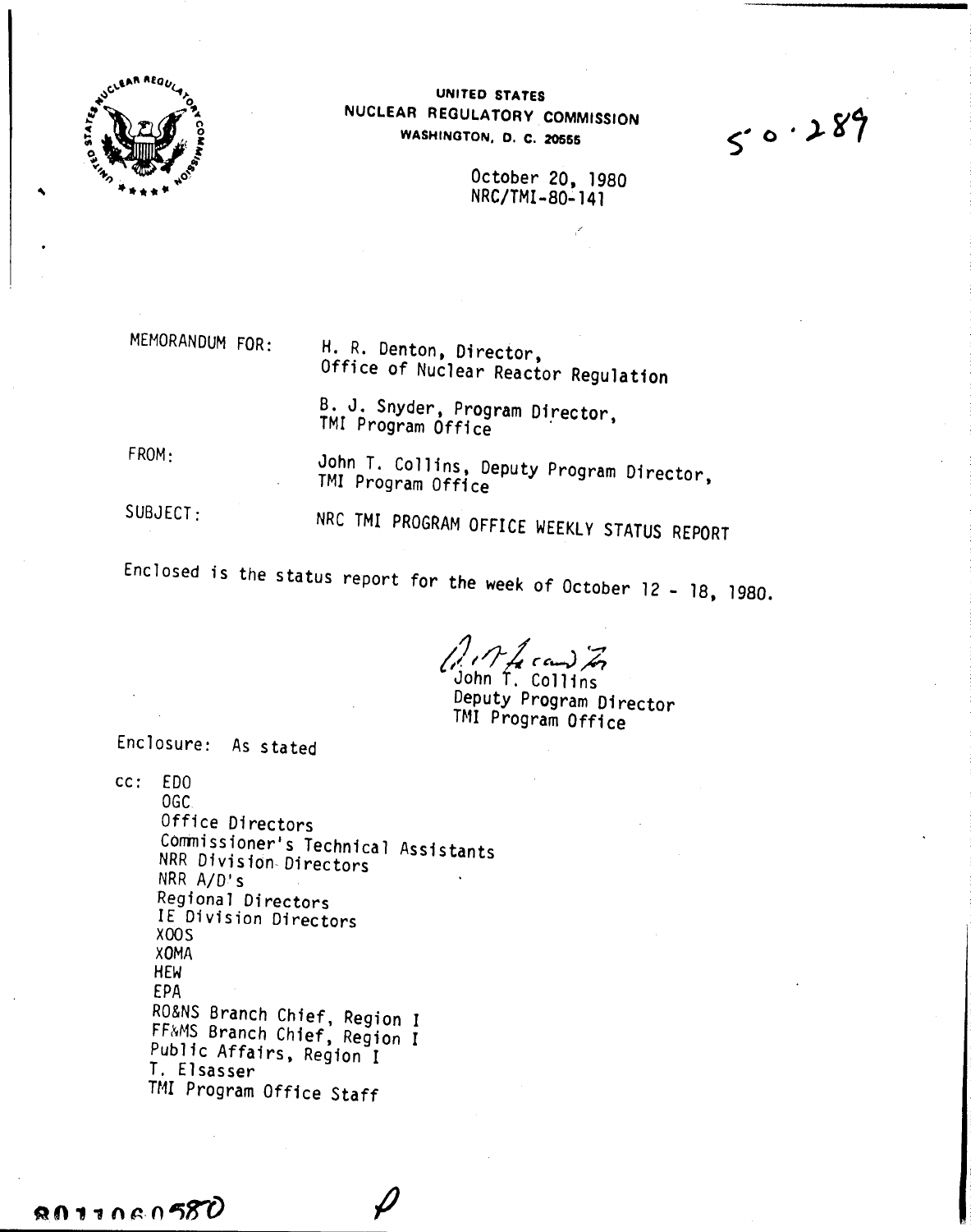UNITED STATES
NUCLEAR REGULATORY COMMISSION
WASHINGTON, D. C. 20555

50-289

October 20, 1980
NRC/TMI-80-141

MEMORANDUM FOR: H. R. Denton, Director, Office of Nuclear Reactor Regulation

B. J. Snyder, Program Director, TMI Program Office

FROM: John T. Collins, Deputy Program Director, TMI Program Office

SUBJECT: NRC TMI PROGRAM OFFICE WEEKLY STATUS REPORT

Enclosed is the status report for the week of October 12 - 18, 1980.

John T. Collins
Deputy Program Director
TMI Program Office

Enclosure: As stated

cc: EDO
OGC
Office Directors
Commissioner's Technical Assistants
NRR Division Directors
NRR A/D's
Regional Directors
IE Division Directors
XOOS
XOMA
HEW
EPA
RO&NS Branch Chief, Region I
FF&MS Branch Chief, Region I
Public Affairs, Region I
T. Elsasser
TMI Program Office Staff

8011060580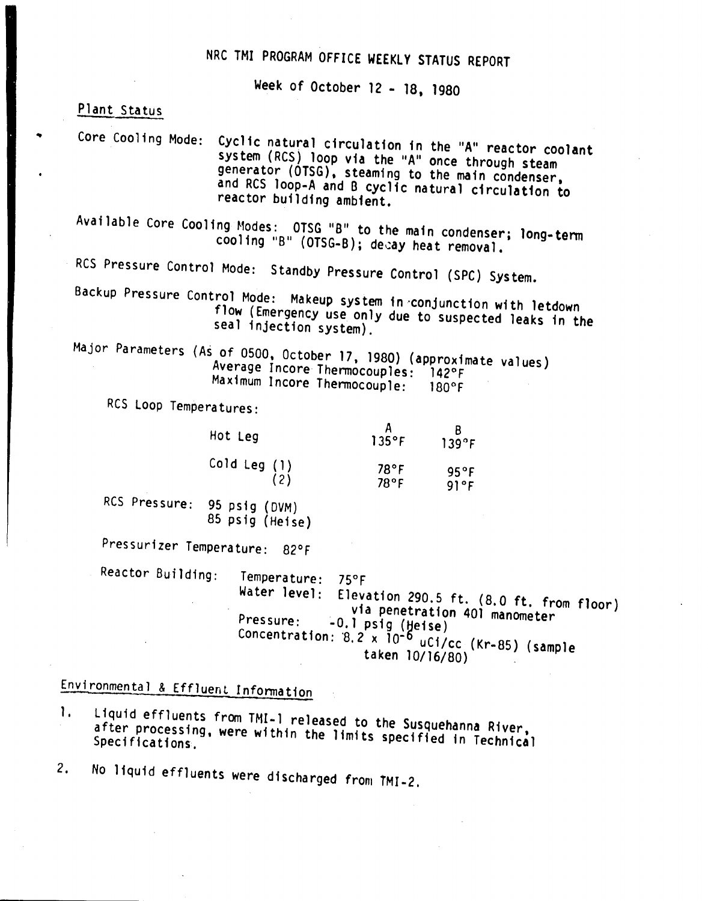# NRC TMI PROGRAM OFFICE WEEKLY STATUS REPORT

Week of October 12 - 18, 1980

## Plant Status

Core Cooling Mode: Cyclic natural circulation in the "A" reactor coolant system (RCS) loop via the "A" once through steam generator (OTSG), steaming to the main condenser, and RCS loop-A and B cyclic natural circulation to reactor building ambient.

Available Core Cooling Modes: OTSG "B" to the main condenser; long-term cooling "B" (OTSG-B); decay heat removal.

RCS Pressure Control Mode: Standby Pressure Control (SPC) System.

Backup Pressure Control Mode: Makeup system in conjunction with letdown flow (Emergency use only due to suspected leaks in the seal injection system).

Major Parameters (As of 0500, October 17, 1980) (approximate values)
Average Incore Thermocouples: 142°F
Maximum Incore Thermocouple: 180°F

RCS Loop Temperatures:

| | A | B |
|---|---|---|
| Hot Leg | 135°F | 139°F |
| Cold Leg (1) | 78°F | 95°F |
| (2) | 78°F | 91°F |

RCS Pressure: 95 psig (DVM)
85 psig (Heise)

Pressurizer Temperature: 82°F

Reactor Building:
Temperature: 75°F
Water level: Elevation 290.5 ft. (8.0 ft. from floor) via penetration 401 manometer
Pressure: -0.1 psig (Heise)
Concentration: $8.2 \times 10^{-6}$ uCi/cc (Kr-85) (sample taken 10/16/80)

## Environmental & Effluent Information

1. Liquid effluents from TMI-1 released to the Susquehanna River, after processing, were within the limits specified in Technical Specifications.

2. No liquid effluents were discharged from TMI-2.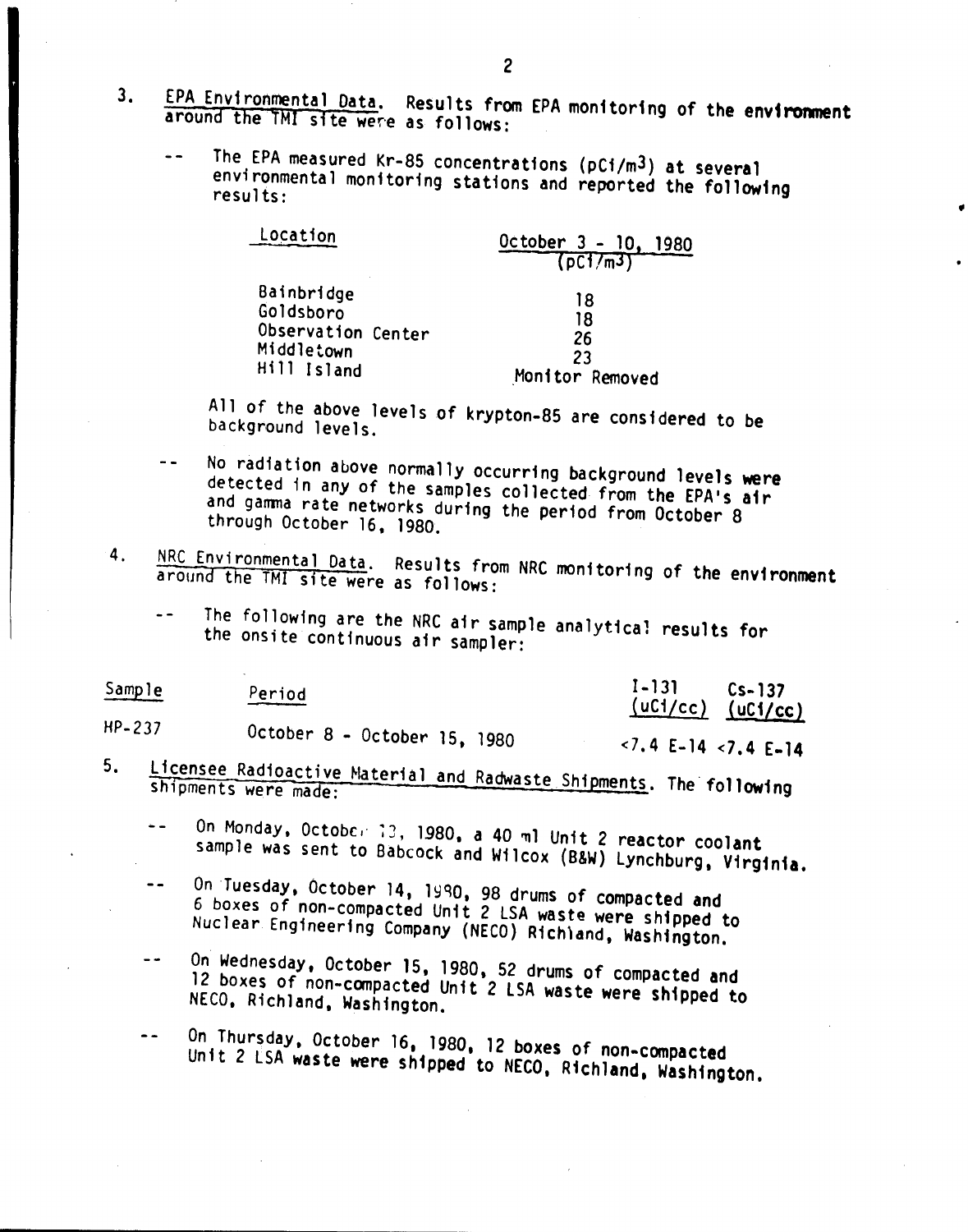3. EPA Environmental Data. Results from EPA monitoring of the environment around the TMI site were as follows:

   -- The EPA measured Kr-85 concentrations (pCi/m$^3$) at several environmental monitoring stations and reported the following results:

| Location | October 3 - 10, 1980 (pCi/m$^3$) |
|---|---|
| Bainbridge | 18 |
| Goldsboro | 18 |
| Observation Center | 26 |
| Middletown | 23 |
| Hill Island | Monitor Removed |

   All of the above levels of krypton-85 are considered to be background levels.

   -- No radiation above normally occurring background levels were detected in any of the samples collected from the EPA's air and gamma rate networks during the period from October 8 through October 16, 1980.

4. NRC Environmental Data. Results from NRC monitoring of the environment around the TMI site were as follows:

   -- The following are the NRC air sample analytical results for the onsite continuous air sampler:

| Sample | Period | I-131 (uCi/cc) | Cs-137 (uCi/cc) |
|---|---|---|---|
| HP-237 | October 8 - October 15, 1980 | <7.4 E-14 | <7.4 E-14 |

5. Licensee Radioactive Material and Radwaste Shipments. The following shipments were made:

   -- On Monday, October 13, 1980, a 40 ml Unit 2 reactor coolant sample was sent to Babcock and Wilcox (B&W) Lynchburg, Virginia.

   -- On Tuesday, October 14, 1980, 98 drums of compacted and 6 boxes of non-compacted Unit 2 LSA waste were shipped to Nuclear Engineering Company (NECO) Richland, Washington.

   -- On Wednesday, October 15, 1980, 52 drums of compacted and 12 boxes of non-compacted Unit 2 LSA waste were shipped to NECO, Richland, Washington.

   -- On Thursday, October 16, 1980, 12 boxes of non-compacted Unit 2 LSA waste were shipped to NECO, Richland, Washington.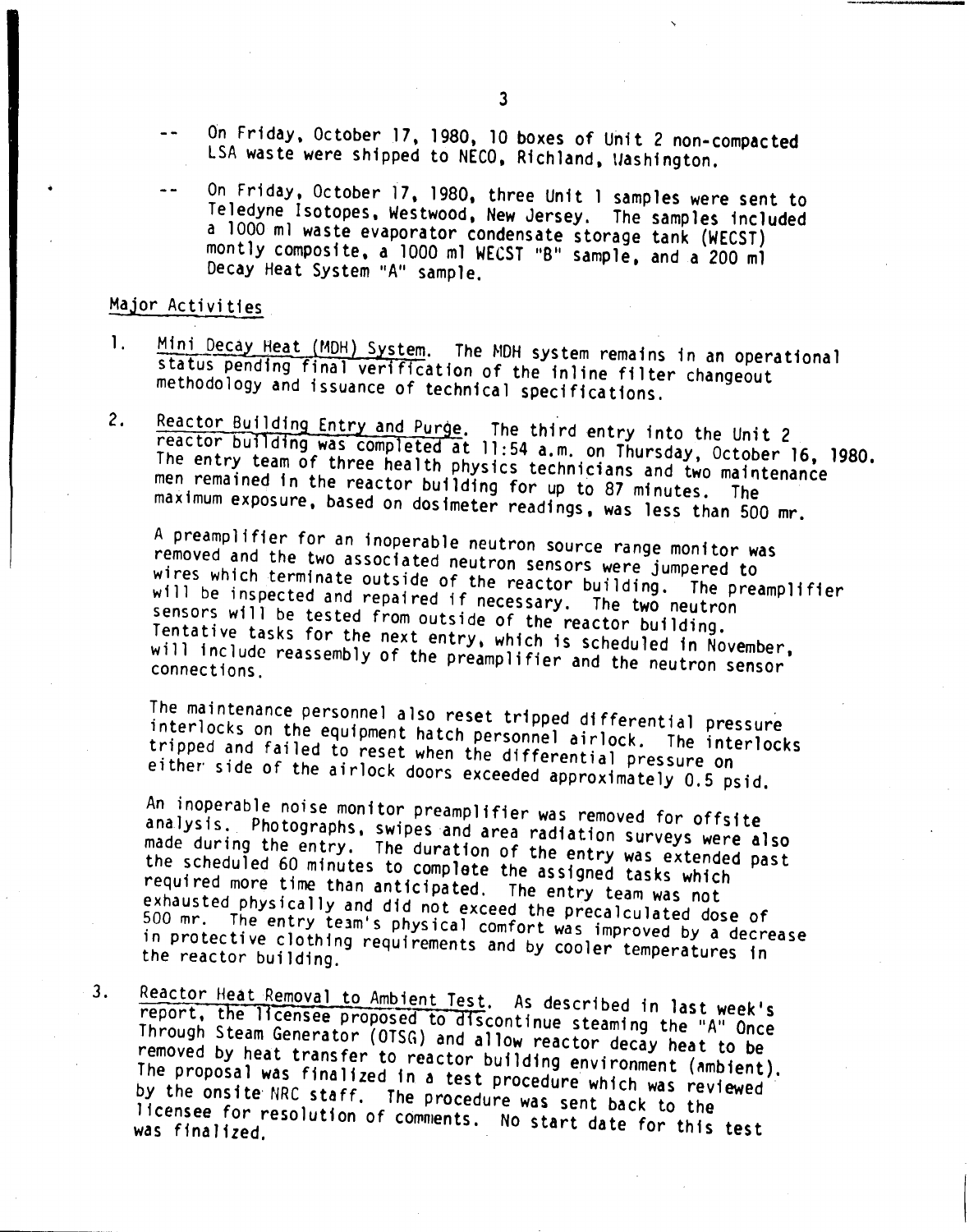-- On Friday, October 17, 1980, 10 boxes of Unit 2 non-compacted LSA waste were shipped to NECO, Richland, Washington.

-- On Friday, October 17, 1980, three Unit 1 samples were sent to Teledyne Isotopes, Westwood, New Jersey. The samples included a 1000 ml waste evaporator condensate storage tank (WECST) montly composite, a 1000 ml WECST "B" sample, and a 200 ml Decay Heat System "A" sample.

## Major Activities

1. Mini Decay Heat (MDH) System. The MDH system remains in an operational status pending final verification of the inline filter changeout methodology and issuance of technical specifications.

2. Reactor Building Entry and Purge. The third entry into the Unit 2 reactor building was completed at 11:54 a.m. on Thursday, October 16, 1980. The entry team of three health physics technicians and two maintenance men remained in the reactor building for up to 87 minutes. The maximum exposure, based on dosimeter readings, was less than 500 mr.

   A preamplifier for an inoperable neutron source range monitor was removed and the two associated neutron sensors were jumpered to wires which terminate outside of the reactor building. The preamplifier will be inspected and repaired if necessary. The two neutron sensors will be tested from outside of the reactor building. Tentative tasks for the next entry, which is scheduled in November, will include reassembly of the preamplifier and the neutron sensor connections.

   The maintenance personnel also reset tripped differential pressure interlocks on the equipment hatch personnel airlock. The interlocks tripped and failed to reset when the differential pressure on either side of the airlock doors exceeded approximately 0.5 psid.

   An inoperable noise monitor preamplifier was removed for offsite analysis. Photographs, swipes and area radiation surveys were also made during the entry. The duration of the entry was extended past the scheduled 60 minutes to complete the assigned tasks which required more time than anticipated. The entry team was not exhausted physically and did not exceed the precalculated dose of 500 mr. The entry team's physical comfort was improved by a decrease in protective clothing requirements and by cooler temperatures in the reactor building.

3. Reactor Heat Removal to Ambient Test. As described in last week's report, the licensee proposed to discontinue steaming the "A" Once Through Steam Generator (OTSG) and allow reactor decay heat to be removed by heat transfer to reactor building environment (ambient). The proposal was finalized in a test procedure which was reviewed by the onsite NRC staff. The procedure was sent back to the licensee for resolution of comments. No start date for this test was finalized.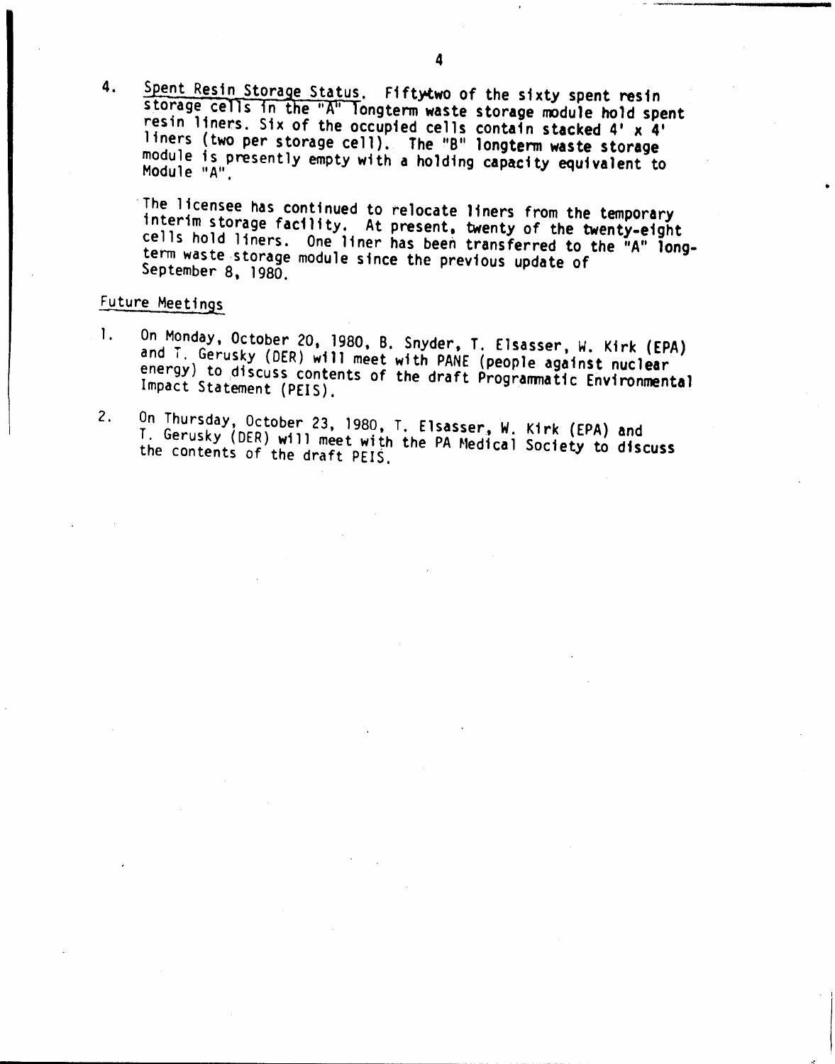4. Spent Resin Storage Status. Fifty-two of the sixty spent resin storage cells in the "A" longterm waste storage module hold spent resin liners. Six of the occupied cells contain stacked 4' x 4' liners (two per storage cell). The "B" longterm waste storage module is presently empty with a holding capacity equivalent to Module "A".

   The licensee has continued to relocate liners from the temporary interim storage facility. At present, twenty of the twenty-eight cells hold liners. One liner has been transferred to the "A" long-term waste storage module since the previous update of September 8, 1980.

## Future Meetings

1. On Monday, October 20, 1980, B. Snyder, T. Elsasser, W. Kirk (EPA) and T. Gerusky (DER) will meet with PANE (people against nuclear energy) to discuss contents of the draft Programmatic Environmental Impact Statement (PEIS).

2. On Thursday, October 23, 1980, T. Elsasser, W. Kirk (EPA) and T. Gerusky (DER) will meet with the PA Medical Society to discuss the contents of the draft PEIS.